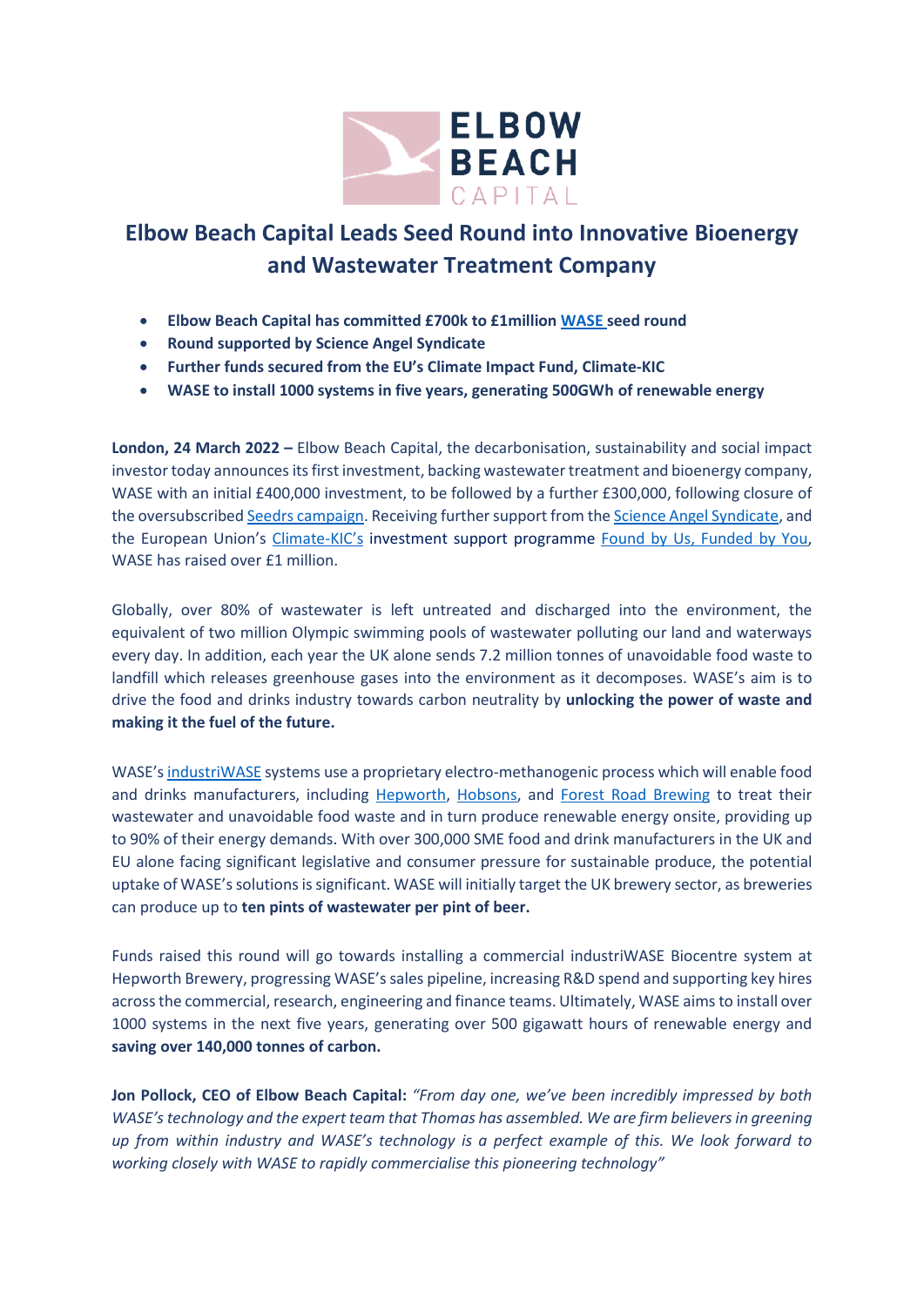# Elbow Beach Capital Leads Seed Round into Innovative Bioenergy and Wastewater Treatment Company

- **Elbow Beach Capital has committed £700k to £1million WASE seed round**
- **Round supported by Science Angel Syndicate**
- **Further funds secured from the EU's Climate Impact Fund, Climate-KIC**
- **WASE to install 1000 systems in five years, generating 500GWh of renewable energy**

**London, 24 March 2022 –** Elbow Beach Capital, the decarbonisation, sustainability and social impact investor today announces its first investment, backing wastewater treatment and bioenergy company, WASE with an initial £400,000 investment, to be followed by a further £300,000, following closure of the oversubscribed Seedrs campaign. Receiving further support from the Science Angel Syndicate, and the European Union's Climate-KIC's investment support programme Found by Us, Funded by You, WASE has raised over £1 million.

Globally, over 80% of wastewater is left untreated and discharged into the environment, the equivalent of two million Olympic swimming pools of wastewater polluting our land and waterways every day. In addition, each year the UK alone sends 7.2 million tonnes of unavoidable food waste to landfill which releases greenhouse gases into the environment as it decomposes. WASE's aim is to drive the food and drinks industry towards carbon neutrality by **unlocking the power of waste and making it the fuel of the future.**

WASE's industriWASE systems use a proprietary electro-methanogenic process which will enable food and drinks manufacturers, including Hepworth, Hobsons, and Forest Road Brewing to treat their wastewater and unavoidable food waste and in turn produce renewable energy onsite, providing up to 90% of their energy demands. With over 300,000 SME food and drink manufacturers in the UK and EU alone facing significant legislative and consumer pressure for sustainable produce, the potential uptake of WASE's solutions is significant. WASE will initially target the UK brewery sector, as breweries can produce up to **ten pints of wastewater per pint of beer.**

Funds raised this round will go towards installing a commercial industriWASE Biocentre system at Hepworth Brewery, progressing WASE's sales pipeline, increasing R&D spend and supporting key hires across the commercial, research, engineering and finance teams. Ultimately, WASE aims to install over 1000 systems in the next five years, generating over 500 gigawatt hours of renewable energy and **saving over 140,000 tonnes of carbon.**

**Jon Pollock, CEO of Elbow Beach Capital:** *"From day one, we've been incredibly impressed by both WASE's technology and the expert team that Thomas has assembled. We are firm believers in greening up from within industry and WASE's technology is a perfect example of this. We look forward to working closely with WASE to rapidly commercialise this pioneering technology"*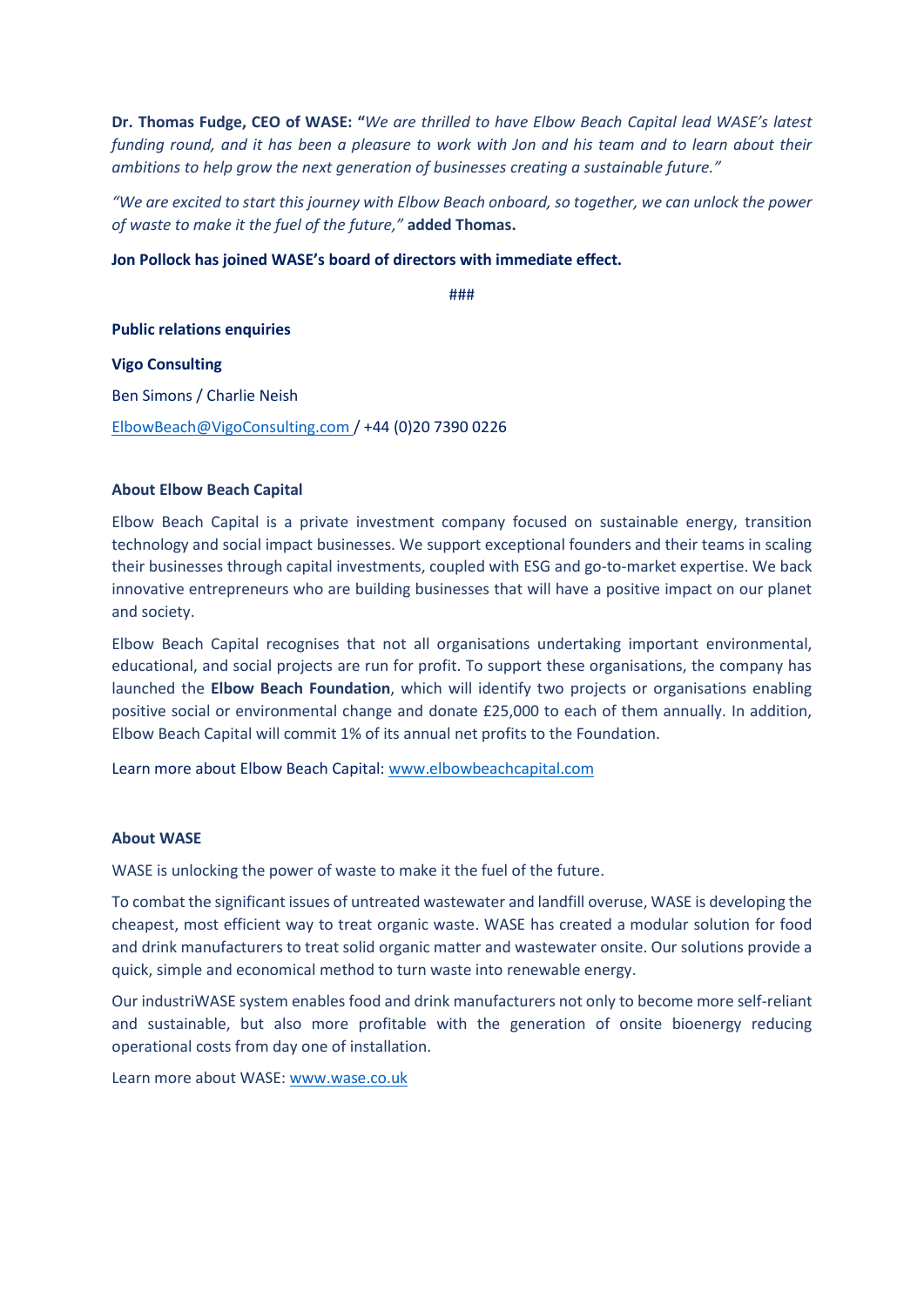**Dr. Thomas Fudge, CEO of WASE: "***We are thrilled to have Elbow Beach Capital lead WASE's latest funding round, and it has been a pleasure to work with Jon and his team and to learn about their ambitions to help grow the next generation of businesses creating a sustainable future."*

*"We are excited to start this journey with Elbow Beach onboard, so together, we can unlock the power of waste to make it the fuel of the future,"* **added Thomas.**

**Jon Pollock has joined WASE's board of directors with immediate effect.**

###

**Public relations enquiries**

**Vigo Consulting**

Ben Simons / Charlie Neish

ElbowBeach@VigoConsulting.com / +44 (0)20 7390 0226

**About Elbow Beach Capital**

Elbow Beach Capital is a private investment company focused on sustainable energy, transition technology and social impact businesses. We support exceptional founders and their teams in scaling their businesses through capital investments, coupled with ESG and go-to-market expertise. We back innovative entrepreneurs who are building businesses that will have a positive impact on our planet and society.

Elbow Beach Capital recognises that not all organisations undertaking important environmental, educational, and social projects are run for profit. To support these organisations, the company has launched the **Elbow Beach Foundation**, which will identify two projects or organisations enabling positive social or environmental change and donate £25,000 to each of them annually. In addition, Elbow Beach Capital will commit 1% of its annual net profits to the Foundation.

Learn more about Elbow Beach Capital: www.elbowbeachcapital.com

**About WASE**

WASE is unlocking the power of waste to make it the fuel of the future.

To combat the significant issues of untreated wastewater and landfill overuse, WASE is developing the cheapest, most efficient way to treat organic waste. WASE has created a modular solution for food and drink manufacturers to treat solid organic matter and wastewater onsite. Our solutions provide a quick, simple and economical method to turn waste into renewable energy.

Our industriWASE system enables food and drink manufacturers not only to become more self-reliant and sustainable, but also more profitable with the generation of onsite bioenergy reducing operational costs from day one of installation.

Learn more about WASE: www.wase.co.uk